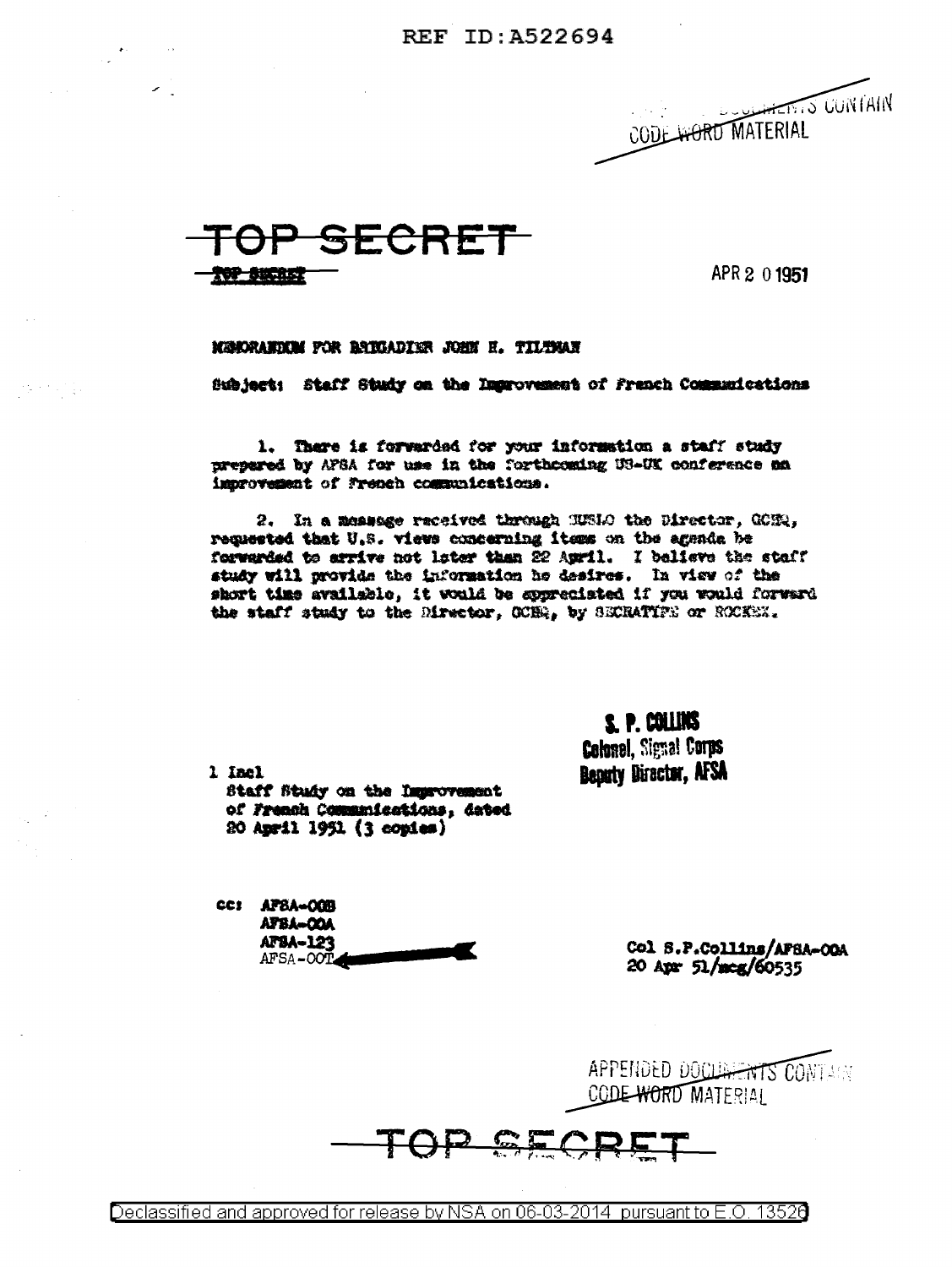REF ID:A522694

APPENDED DOCUMENTS CONTAIN CODE WORD MATERIAL

TOP SECRET

TOP SECRET

APR 2 0 1951

MEMORANDUM FOR BRIGADIER JOHN H. TILTMAN

Subject: Staff Study on the Improvement of French Communications

1. There is forwarded for your information a staff study prepared by AFSA for use in the forthcoming US-UK conference on improvement of French communications.

2. In a message received through SUSLO the Director, GCHQ, requested that U.S. views concerning items on the agenda be forwarded to arrive not later than 22 April. I believe the staff study will provide the information he desires. In view of the short time available, it would be appreciated if you would forward the staff study to the Director, GCHQ, by SECRATYPE or ROCKEX.

S. P. COLLINS
Colonel, Signal Corps
Deputy Director, AFSA

1 Incl
Staff Study on the Improvement of French Communications, dated 20 April 1951 (3 copies)

cc: AFSA-00B
AFSA-00A
AFSA-123
AFSA-00T

Col S.P.Collins/AFSA-00A
20 Apr 51/mcg/60535

APPENDED DOCUMENTS CONTAIN CODE WORD MATERIAL

TOP SECRET

Declassified and approved for release by NSA on 06-03-2014 pursuant to E.O. 13526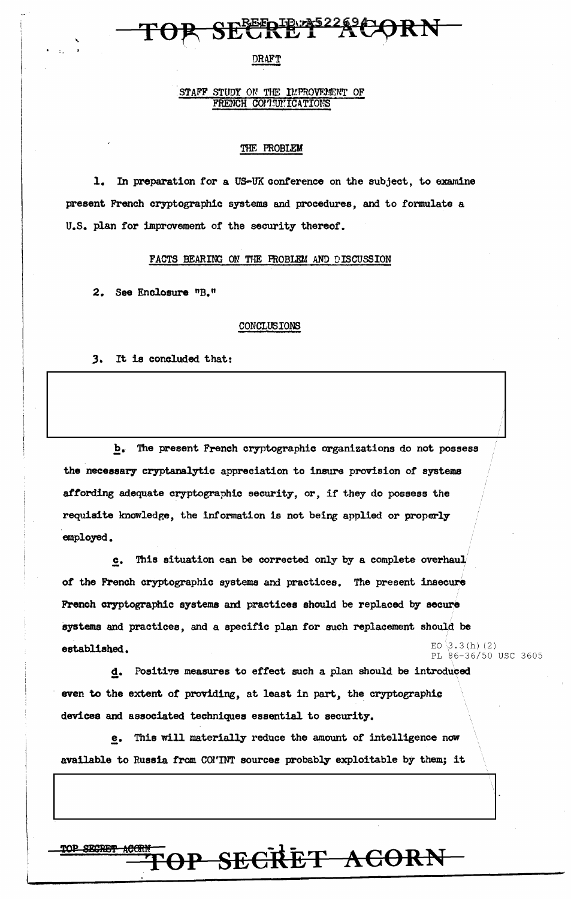DRAFT

STAFF STUDY ON THE IMPROVEMENT OF FRENCH COMMUNICATIONS

## THE PROBLEM

1. In preparation for a US-UK conference on the subject, to examine present French cryptographic systems and procedures, and to formulate a U.S. plan for improvement of the security thereof.

## FACTS BEARING ON THE PROBLEM AND DISCUSSION

2. See Enclosure "B."

## CONCLUSIONS

3. It is concluded that:

b. The present French cryptographic organizations do not possess the necessary cryptanalytic appreciation to insure provision of systems affording adequate cryptographic security, or, if they do possess the requisite knowledge, the information is not being applied or properly employed.

c. This situation can be corrected only by a complete overhaul of the French cryptographic systems and practices. The present insecure French cryptographic systems and practices should be replaced by secure systems and practices, and a specific plan for such replacement should be established.

EO 3.3(h)(2)
PL 86-36/50 USC 3605

d. Positive measures to effect such a plan should be introduced even to the extent of providing, at least in part, the cryptographic devices and associated techniques essential to security.

e. This will materially reduce the amount of intelligence now available to Russia from COMINT sources probably exploitable by them; it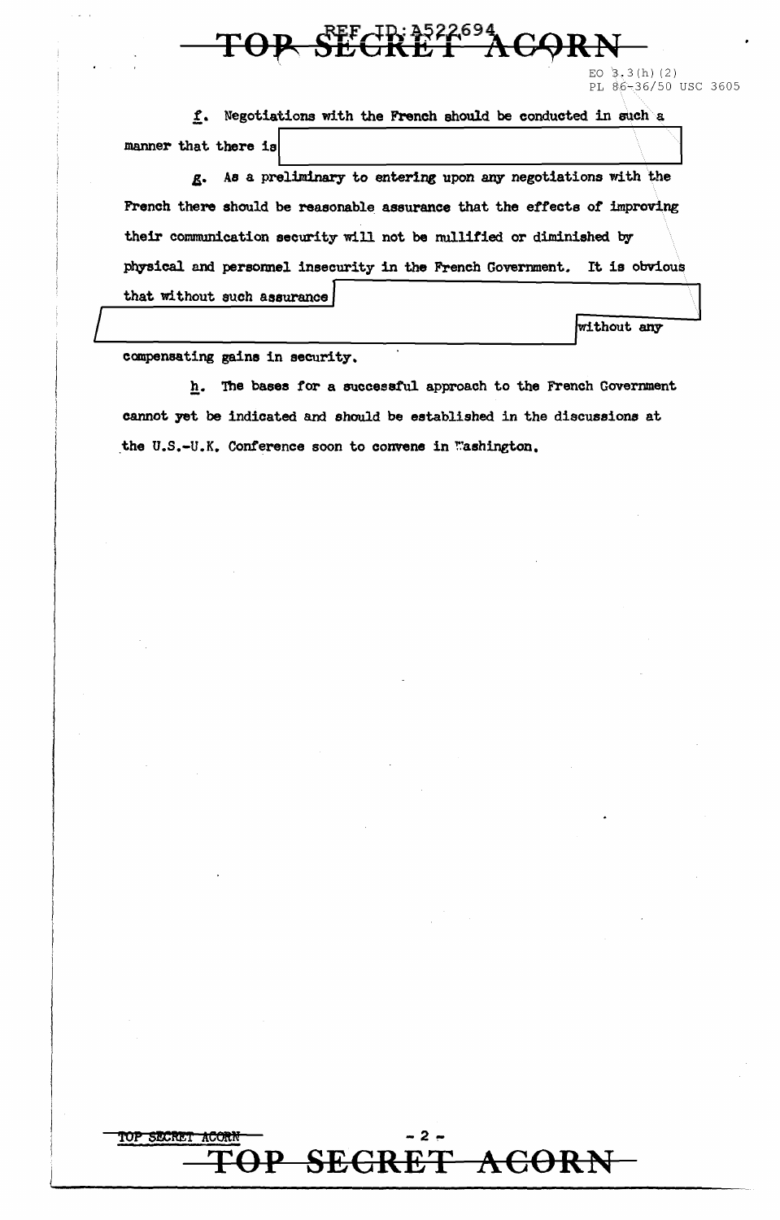EO 3.3(h)(2)
PL 86-36/50 USC 3605

f. Negotiations with the French should be conducted in such a manner that there is [REDACTED]

g. As a preliminary to entering upon any negotiations with the French there should be reasonable assurance that the effects of improving their communication security will not be nullified or diminished by physical and personnel insecurity in the French Government. It is obvious that without such assurance [REDACTED] without any compensating gains in security.

h. The bases for a successful approach to the French Government cannot yet be indicated and should be established in the discussions at the U.S.-U.K. Conference soon to convene in Washington.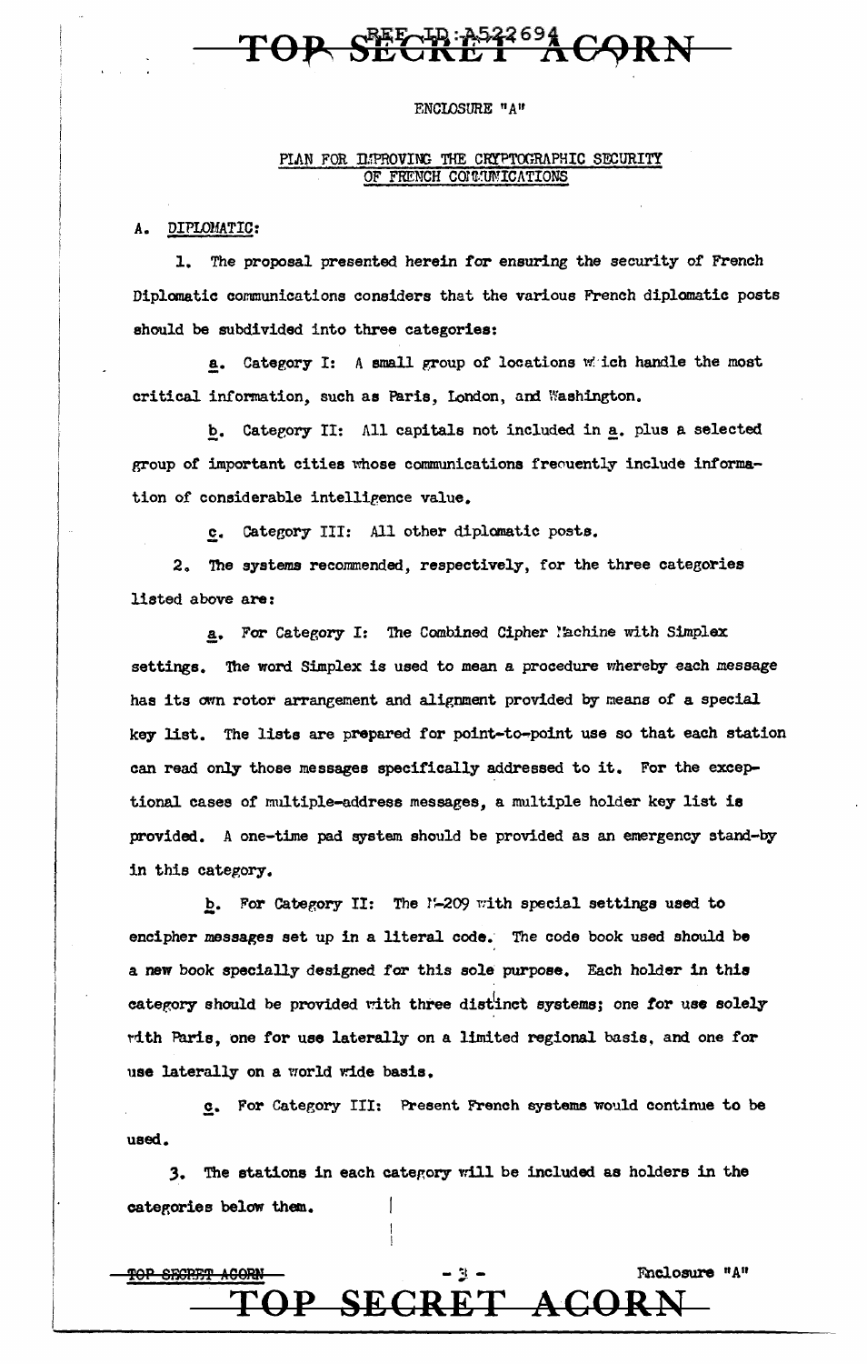ENCLOSURE "A"

## PLAN FOR IMPROVING THE CRYPTOGRAPHIC SECURITY OF FRENCH COMMUNICATIONS

A. DIPLOMATIC:

1. The proposal presented herein for ensuring the security of French Diplomatic communications considers that the various French diplomatic posts should be subdivided into three categories:

a. Category I: A small group of locations which handle the most critical information, such as Paris, London, and Washington.

b. Category II: All capitals not included in a. plus a selected group of important cities whose communications frequently include information of considerable intelligence value.

c. Category III: All other diplomatic posts.

2. The systems recommended, respectively, for the three categories listed above are:

a. For Category I: The Combined Cipher Machine with Simplex settings. The word Simplex is used to mean a procedure whereby each message has its own rotor arrangement and alignment provided by means of a special key list. The lists are prepared for point-to-point use so that each station can read only those messages specifically addressed to it. For the exceptional cases of multiple-address messages, a multiple holder key list is provided. A one-time pad system should be provided as an emergency stand-by in this category.

b. For Category II: The M-209 with special settings used to encipher messages set up in a literal code. The code book used should be a new book specially designed for this sole purpose. Each holder in this category should be provided with three distinct systems; one for use solely with Paris, one for use laterally on a limited regional basis, and one for use laterally on a world wide basis.

c. For Category III: Present French systems would continue to be used.

3. The stations in each category will be included as holders in the categories below them.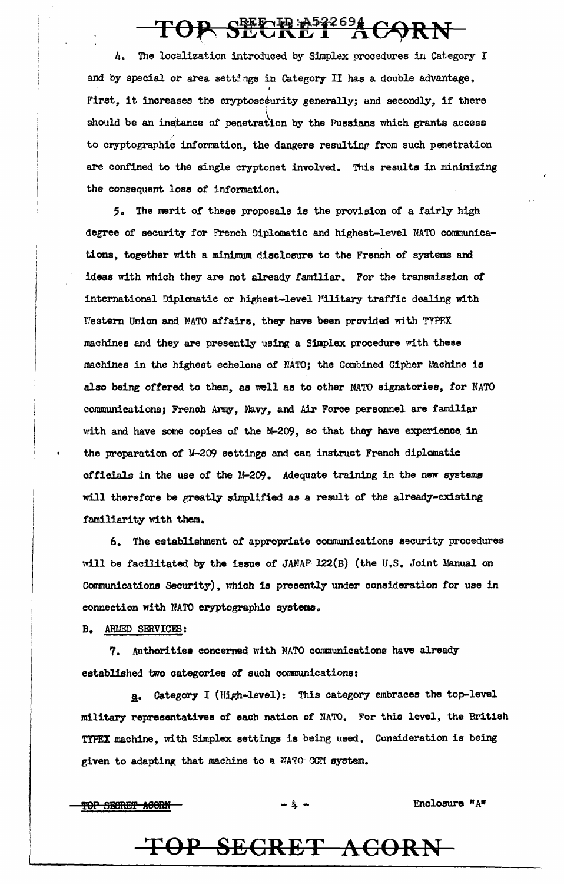4. The localization introduced by Simplex procedures in Category I and by special or area settings in Category II has a double advantage. First, it increases the cryptosecurity generally; and secondly, if there should be an instance of penetration by the Russians which grants access to cryptographic information, the dangers resulting from such penetration are confined to the single cryptonet involved. This results in minimizing the consequent loss of information.

5. The merit of these proposals is the provision of a fairly high degree of security for French Diplomatic and highest-level NATO communications, together with a minimum disclosure to the French of systems and ideas with which they are not already familiar. For the transmission of international Diplomatic or highest-level Military traffic dealing with Western Union and NATO affairs, they have been provided with TYPEX machines and they are presently using a Simplex procedure with these machines in the highest echelons of NATO; the Combined Cipher Machine is also being offered to them, as well as to other NATO signatories, for NATO communications; French Army, Navy, and Air Force personnel are familiar with and have some copies of the M-209, so that they have experience in the preparation of M-209 settings and can instruct French diplomatic officials in the use of the M-209. Adequate training in the new systems will therefore be greatly simplified as a result of the already-existing familiarity with them.

6. The establishment of appropriate communications security procedures will be facilitated by the issue of JANAP 122(B) (the U.S. Joint Manual on Communications Security), which is presently under consideration for use in connection with NATO cryptographic systems.

B. ARMED SERVICES:

7. Authorities concerned with NATO communications have already established two categories of such communications:

a. Category I (High-level): This category embraces the top-level military representatives of each nation of NATO. For this level, the British TYPEX machine, with Simplex settings is being used. Consideration is being given to adapting that machine to a NATO CCM system.

Enclosure "A"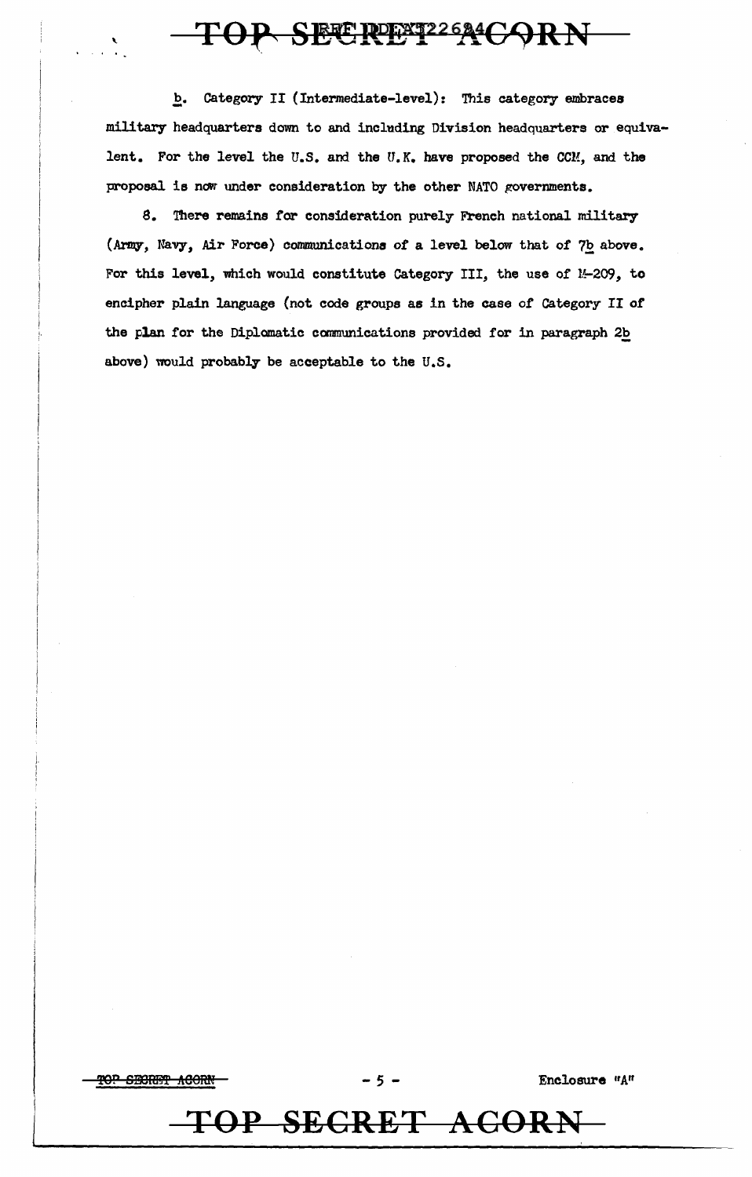b. Category II (Intermediate-level): This category embraces military headquarters down to and including Division headquarters or equivalent. For the level the U.S. and the U.K. have proposed the CCM, and the proposal is now under consideration by the other NATO governments.

8. There remains for consideration purely French national military (Army, Navy, Air Force) communications of a level below that of 7b above. For this level, which would constitute Category III, the use of M-209, to encipher plain language (not code groups as in the case of Category II of the plan for the Diplomatic communications provided for in paragraph 2b above) would probably be acceptable to the U.S.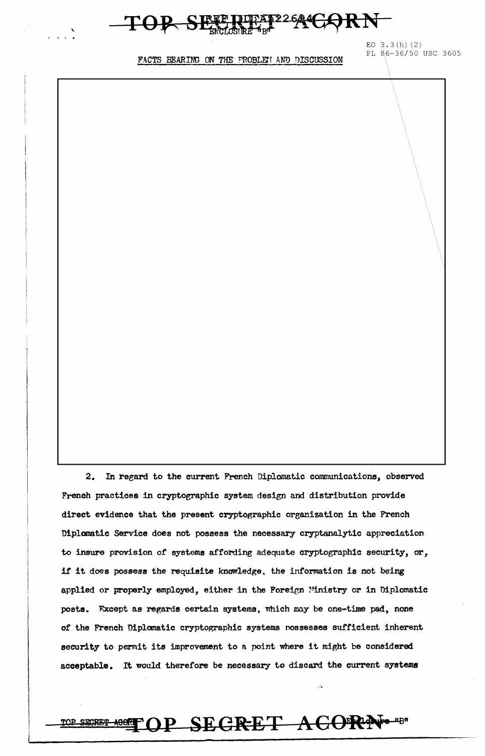ENCLOSURE "B"

EO 3.3(h)(2)
PL 86-36/50 USC 3605

FACTS BEARING ON THE PROBLEM AND DISCUSSION

2. In regard to the current French Diplomatic communications, observed French practices in cryptographic system design and distribution provide direct evidence that the present cryptographic organization in the French Diplomatic Service does not possess the necessary cryptanalytic appreciation to insure provision of systems affording adequate cryptographic security, or, if it does possess the requisite knowledge, the information is not being applied or properly employed, either in the Foreign Ministry or in Diplomatic posts. Except as regards certain systems, which may be one-time pad, none of the French Diplomatic cryptographic systems possesses sufficient inherent security to permit its improvement to a point where it might be considered acceptable. It would therefore be necessary to discard the current systems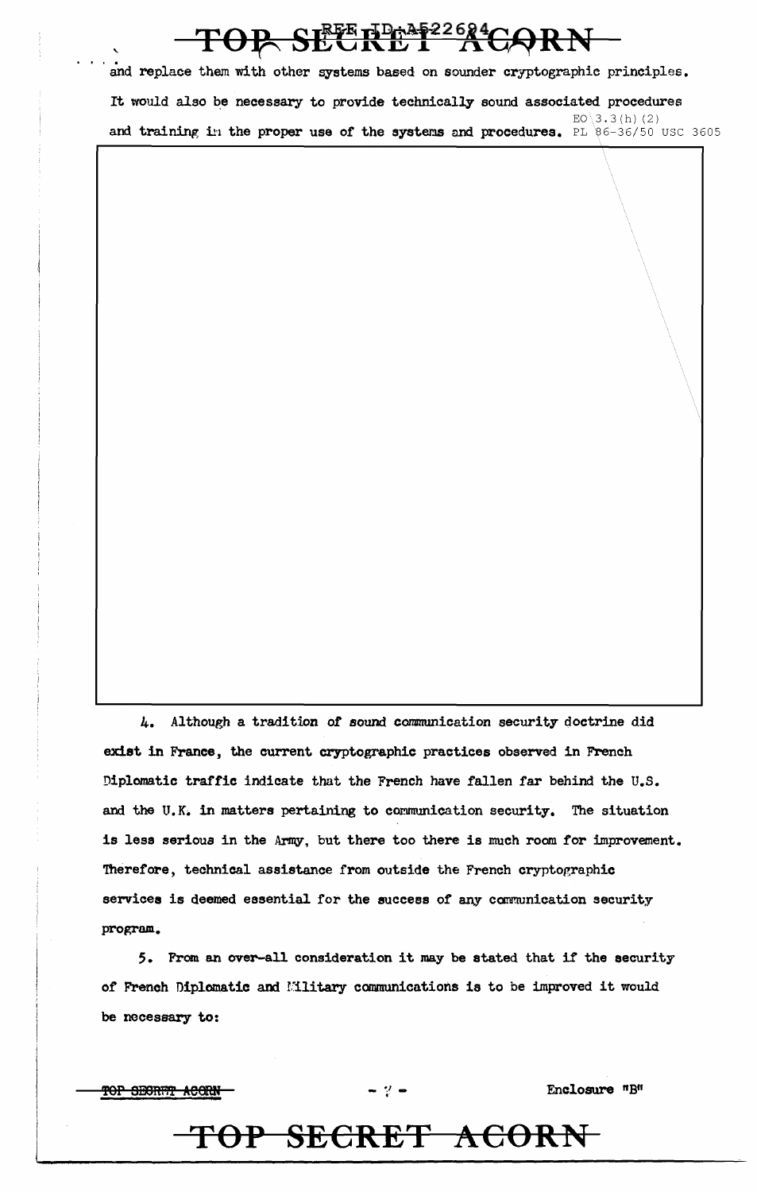and replace them with other systems based on sounder cryptographic principles. It would also be necessary to provide technically sound associated procedures and training in the proper use of the systems and procedures. EO 3.3(h)(2) PL 86-36/50 USC 3605

4. Although a tradition of sound communication security doctrine did exist in France, the current cryptographic practices observed in French Diplomatic traffic indicate that the French have fallen far behind the U.S. and the U.K. in matters pertaining to communication security. The situation is less serious in the Army, but there too there is much room for improvement. Therefore, technical assistance from outside the French cryptographic services is deemed essential for the success of any communication security program.

5. From an over-all consideration it may be stated that if the security of French Diplomatic and Military communications is to be improved it would be necessary to:

Enclosure "B"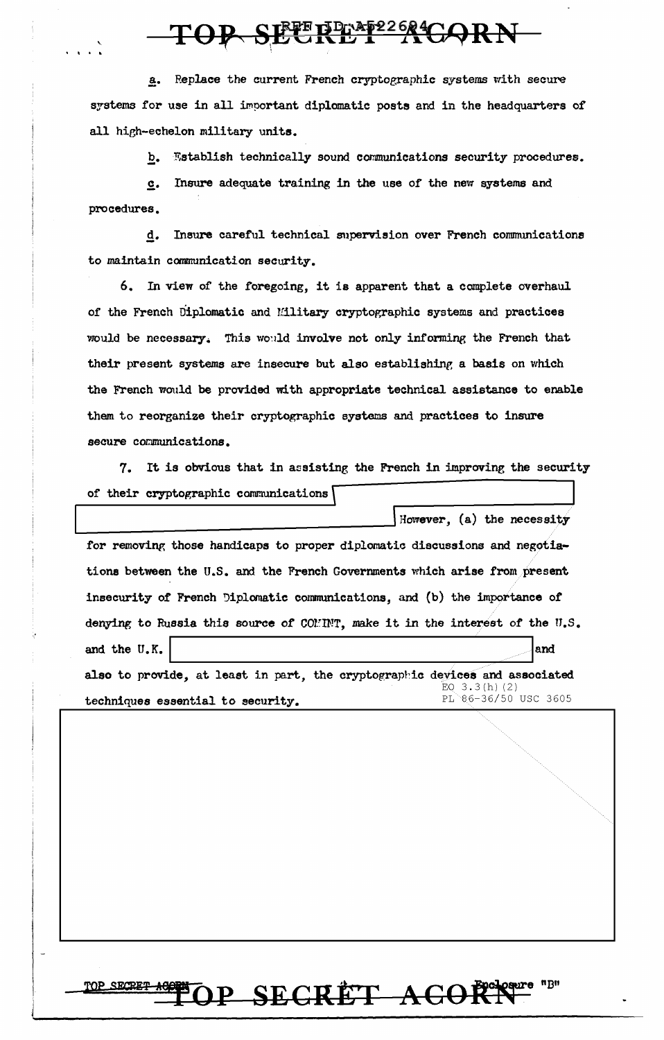a. Replace the current French cryptographic systems with secure systems for use in all important diplomatic posts and in the headquarters of all high-echelon military units.

b. Establish technically sound communications security procedures.

c. Insure adequate training in the use of the new systems and procedures.

d. Insure careful technical supervision over French communications to maintain communication security.

6. In view of the foregoing, it is apparent that a complete overhaul of the French Diplomatic and Military cryptographic systems and practices would be necessary. This would involve not only informing the French that their present systems are insecure but also establishing a basis on which the French would be provided with appropriate technical assistance to enable them to reorganize their cryptographic systems and practices to insure secure communications.

7. It is obvious that in assisting the French in improving the security of their cryptographic communications [REDACTED] However, (a) the necessity for removing those handicaps to proper diplomatic discussions and negotiations between the U.S. and the French Governments which arise from present insecurity of French Diplomatic communications, and (b) the importance of denying to Russia this source of COMINT, make it in the interest of the U.S. and the U.K. [REDACTED] and also to provide, at least in part, the cryptographic devices and associated techniques essential to security.

EO 3.3(h)(2)
PL 86-36/50 USC 3605

[REDACTED]

Enclosure "B"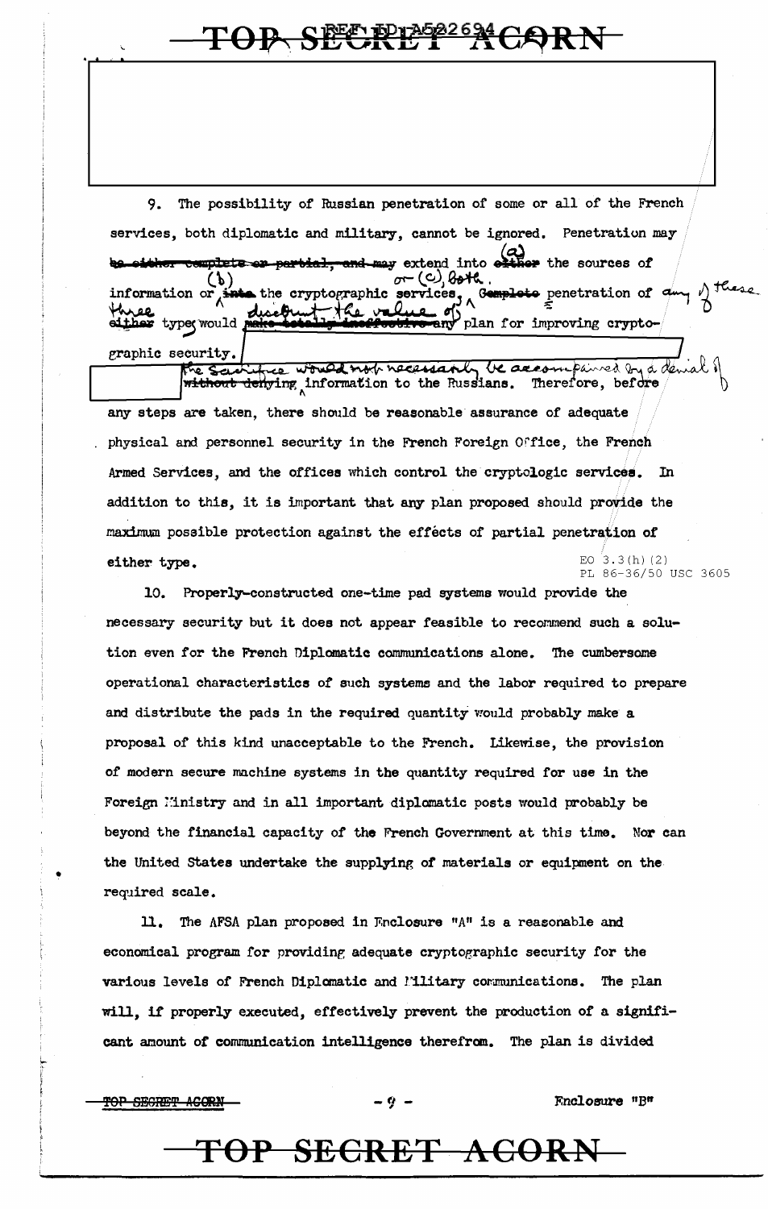9. The possibility of Russian penetration of some or all of the French services, both diplomatic and military, cannot be ignored. Penetration may extend into (a) the sources of information or (b) the cryptographic services, or (c) both. penetration of any of these three types would discount the value of any plan for improving cryptographic security.

The sacrifice would not necessarily be accompanied by a denial of information to the Russians. Therefore, before any steps are taken, there should be reasonable assurance of adequate physical and personnel security in the French Foreign Office, the French Armed Services, and the offices which control the cryptologic services. In addition to this, it is important that any plan proposed should provide the maximum possible protection against the effects of partial penetration of either type.

EO 3.3(h)(2)
PL 86-36/50 USC 3605

10. Properly-constructed one-time pad systems would provide the necessary security but it does not appear feasible to recommend such a solution even for the French Diplomatic communications alone. The cumbersome operational characteristics of such systems and the labor required to prepare and distribute the pads in the required quantity would probably make a proposal of this kind unacceptable to the French. Likewise, the provision of modern secure machine systems in the quantity required for use in the Foreign Ministry and in all important diplomatic posts would probably be beyond the financial capacity of the French Government at this time. Nor can the United States undertake the supplying of materials or equipment on the required scale.

11. The AFSA plan proposed in Enclosure "A" is a reasonable and economical program for providing adequate cryptographic security for the various levels of French Diplomatic and Military communications. The plan will, if properly executed, effectively prevent the production of a significant amount of communication intelligence therefrom. The plan is divided

Enclosure "B"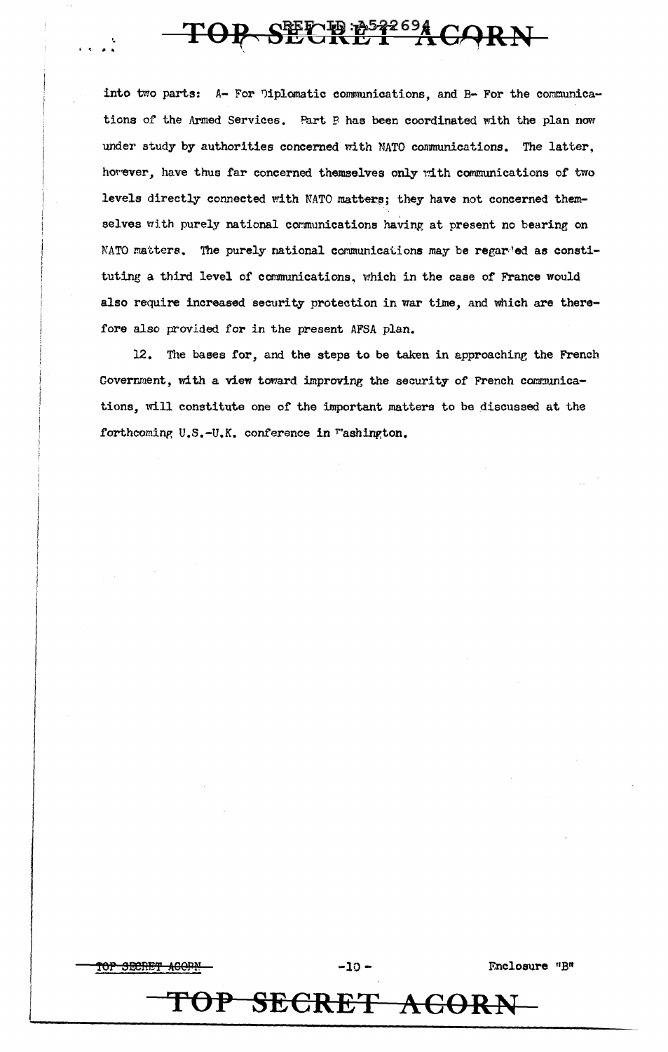into two parts: A- For Diplomatic communications, and B- For the communications of the Armed Services. Part B has been coordinated with the plan now under study by authorities concerned with NATO communications. The latter, however, have thus far concerned themselves only with communications of two levels directly connected with NATO matters; they have not concerned themselves with purely national communications having at present no bearing on NATO matters. The purely national communications may be regarded as constituting a third level of communications, which in the case of France would also require increased security protection in war time, and which are therefore also provided for in the present AFSA plan.

12. The bases for, and the steps to be taken in approaching the French Government, with a view toward improving the security of French communications, will constitute one of the important matters to be discussed at the forthcoming U.S.-U.K. conference in Washington.

Enclosure "B"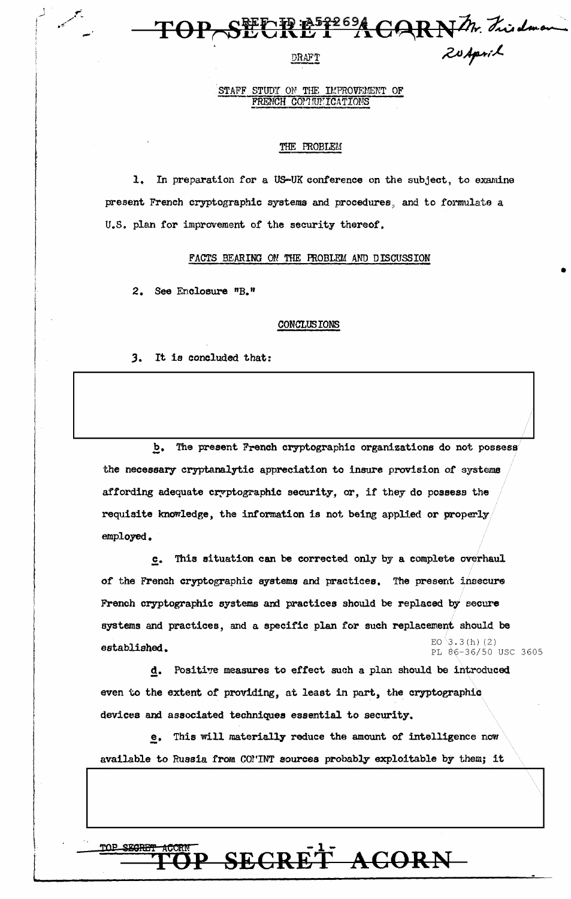DRAFT

STAFF STUDY ON THE IMPROVEMENT OF FRENCH COMMUNICATIONS

THE PROBLEM

1. In preparation for a US-UK conference on the subject, to examine present French cryptographic systems and procedures, and to formulate a U.S. plan for improvement of the security thereof.

FACTS BEARING ON THE PROBLEM AND DISCUSSION

2. See Enclosure "B."

CONCLUSIONS

3. It is concluded that:

b. The present French cryptographic organizations do not possess the necessary cryptanalytic appreciation to insure provision of systems affording adequate cryptographic security, or, if they do possess the requisite knowledge, the information is not being applied or properly employed.

c. This situation can be corrected only by a complete overhaul of the French cryptographic systems and practices. The present insecure French cryptographic systems and practices should be replaced by secure systems and practices, and a specific plan for such replacement should be established.

EO 3.3(h)(2)
PL 86-36/50 USC 3605

d. Positive measures to effect such a plan should be introduced even to the extent of providing, at least in part, the cryptographic devices and associated techniques essential to security.

e. This will materially reduce the amount of intelligence now available to Russia from COMINT sources probably exploitable by them; it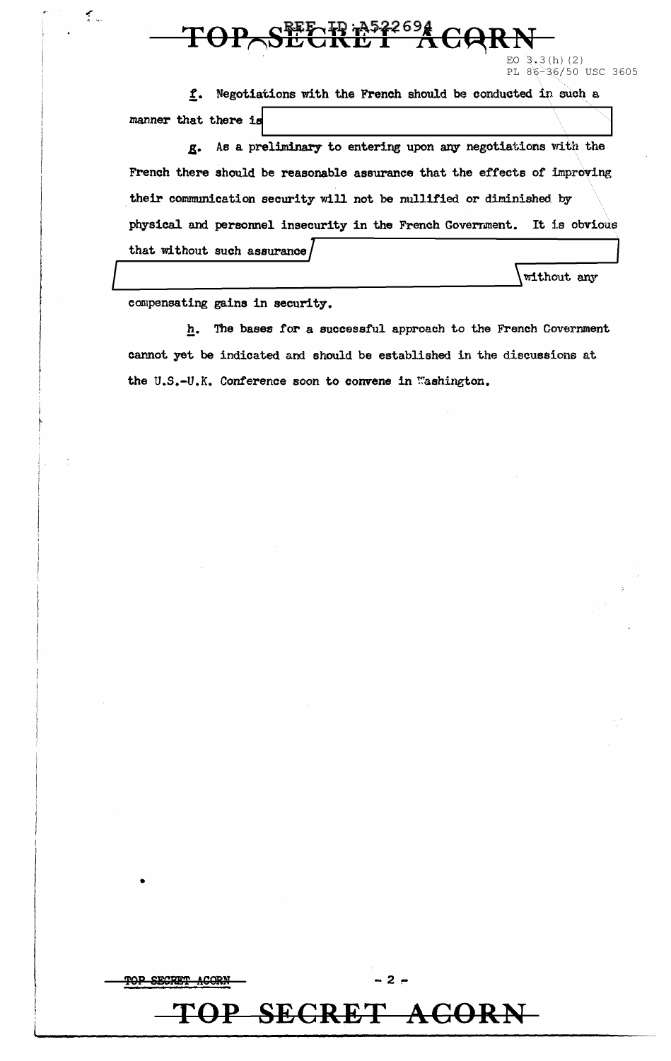EO 3.3(h)(2)
PL 86-36/50 USC 3605

f. Negotiations with the French should be conducted in such a manner that there is [REDACTED]

g. As a preliminary to entering upon any negotiations with the French there should be reasonable assurance that the effects of improving their communication security will not be nullified or diminished by physical and personnel insecurity in the French Government. It is obvious that without such assurance [REDACTED] without any compensating gains in security.

h. The bases for a successful approach to the French Government cannot yet be indicated and should be established in the discussions at the U.S.-U.K. Conference soon to convene in Washington.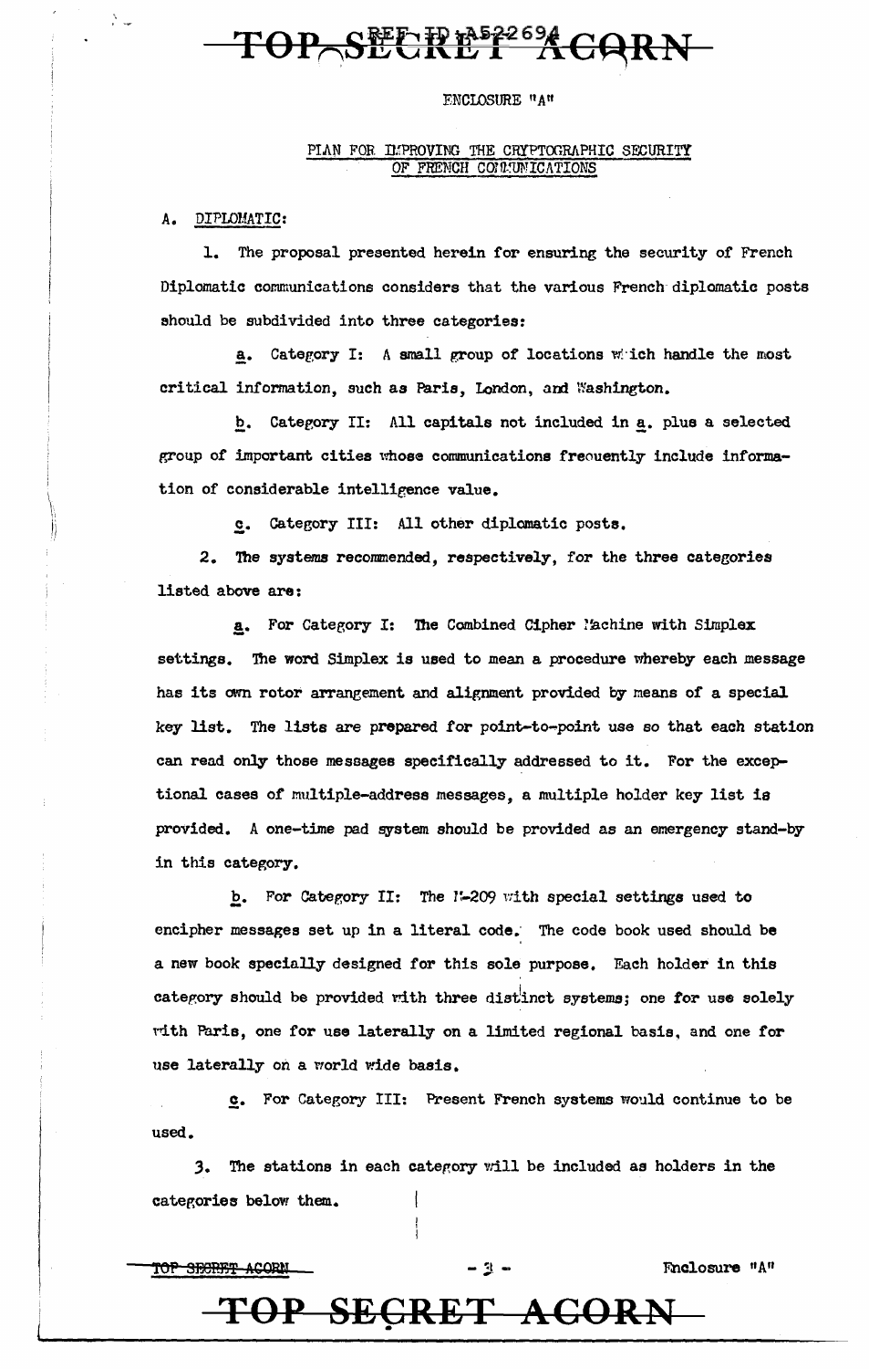ENCLOSURE "A"

## PLAN FOR IMPROVING THE CRYPTOGRAPHIC SECURITY OF FRENCH COMMUNICATIONS

A. DIPLOMATIC:

1. The proposal presented herein for ensuring the security of French Diplomatic communications considers that the various French diplomatic posts should be subdivided into three categories:

   a. Category I: A small group of locations which handle the most critical information, such as Paris, London, and Washington.

   b. Category II: All capitals not included in a. plus a selected group of important cities whose communications frequently include information of considerable intelligence value.

   c. Category III: All other diplomatic posts.

2. The systems recommended, respectively, for the three categories listed above are:

   a. For Category I: The Combined Cipher Machine with Simplex settings. The word Simplex is used to mean a procedure whereby each message has its own rotor arrangement and alignment provided by means of a special key list. The lists are prepared for point-to-point use so that each station can read only those messages specifically addressed to it. For the exceptional cases of multiple-address messages, a multiple holder key list is provided. A one-time pad system should be provided as an emergency stand-by in this category.

   b. For Category II: The M-209 with special settings used to encipher messages set up in a literal code. The code book used should be a new book specially designed for this sole purpose. Each holder in this category should be provided with three distinct systems; one for use solely with Paris, one for use laterally on a limited regional basis, and one for use laterally on a world wide basis.

   c. For Category III: Present French systems would continue to be used.

3. The stations in each category will be included as holders in the categories below them.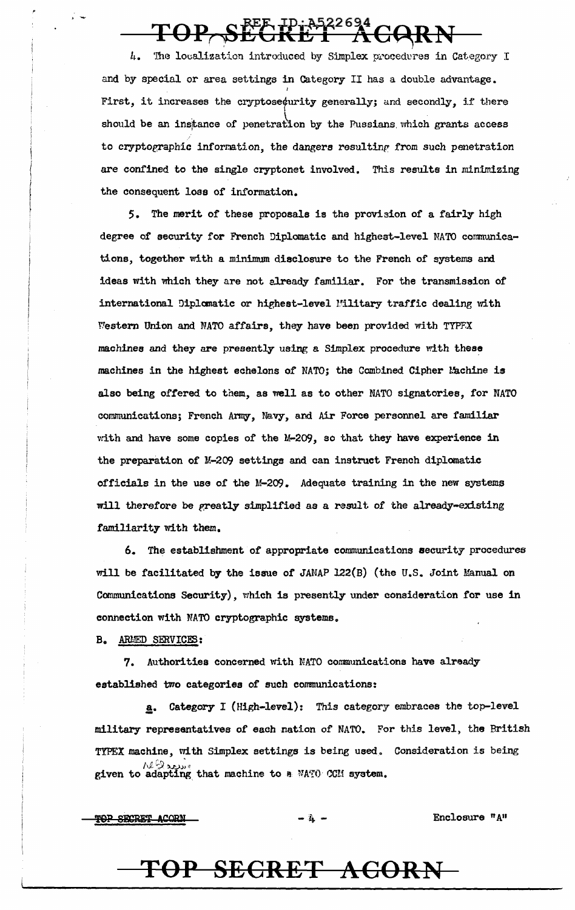4. The localization introduced by Simplex procedures in Category I and by special or area settings in Category II has a double advantage. First, it increases the cryptosecurity generally; and secondly, if there should be an instance of penetration by the Russians which grants access to cryptographic information, the dangers resulting from such penetration are confined to the single cryptonet involved. This results in minimizing the consequent loss of information.

5. The merit of these proposals is the provision of a fairly high degree of security for French Diplomatic and highest-level NATO communications, together with a minimum disclosure to the French of systems and ideas with which they are not already familiar. For the transmission of international Diplomatic or highest-level Military traffic dealing with Western Union and NATO affairs, they have been provided with TYPEX machines and they are presently using a Simplex procedure with these machines in the highest echelons of NATO; the Combined Cipher Machine is also being offered to them, as well as to other NATO signatories, for NATO communications; French Army, Navy, and Air Force personnel are familiar with and have some copies of the M-209, so that they have experience in the preparation of M-209 settings and can instruct French diplomatic officials in the use of the M-209. Adequate training in the new systems will therefore be greatly simplified as a result of the already-existing familiarity with them.

6. The establishment of appropriate communications security procedures will be facilitated by the issue of JANAP 122(B) (the U.S. Joint Manual on Communications Security), which is presently under consideration for use in connection with NATO cryptographic systems.

B. ARMED SERVICES:

7. Authorities concerned with NATO communications have already established two categories of such communications:

a. Category I (High-level): This category embraces the top-level military representatives of each nation of NATO. For this level, the British TYPEX machine, with Simplex settings is being used. Consideration is being given to adapting that machine to a NATO CCM system.

Enclosure "A"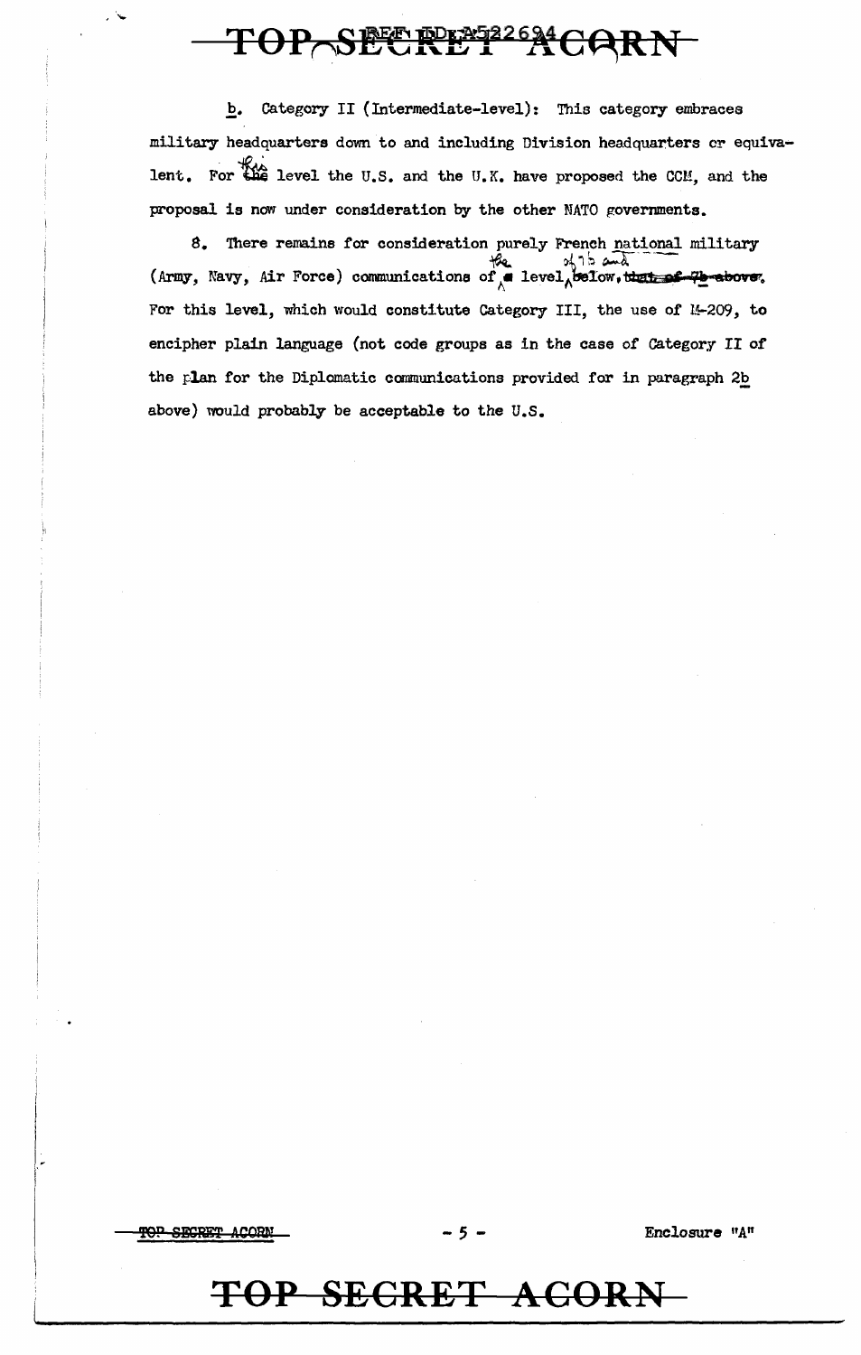b. Category II (Intermediate-level): This category embraces military headquarters down to and including Division headquarters or equivalent. For this level the U.S. and the U.K. have proposed the CCM, and the proposal is now under consideration by the other NATO governments.

8. There remains for consideration purely French national military (Army, Navy, Air Force) communications of the level of 7b and below. For this level, which would constitute Category III, the use of M-209, to encipher plain language (not code groups as in the case of Category II of the plan for the Diplomatic communications provided for in paragraph 2b above) would probably be acceptable to the U.S.

Enclosure "A"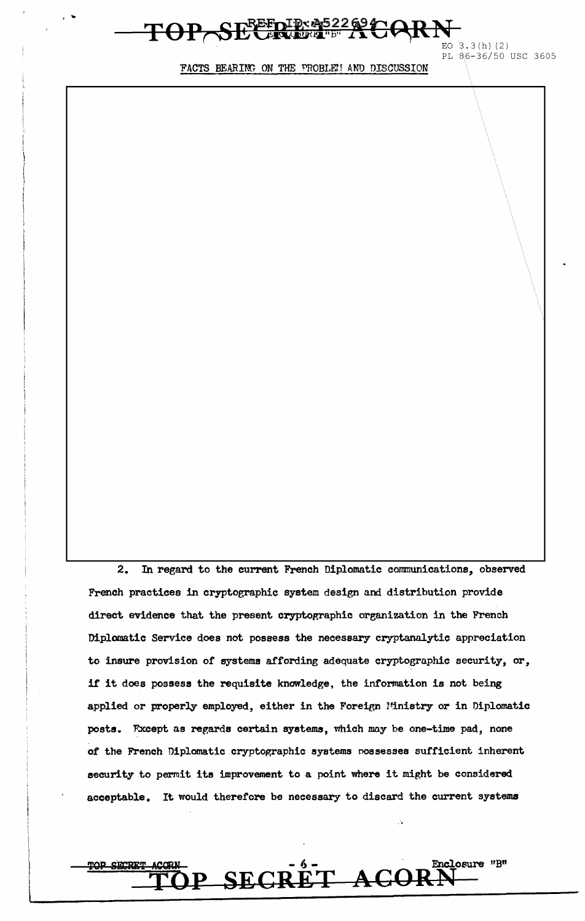EO 3.3(h)(2)
PL 86-36/50 USC 3605

FACTS BEARING ON THE PROBLEM AND DISCUSSION

2. In regard to the current French Diplomatic communications, observed French practices in cryptographic system design and distribution provide direct evidence that the present cryptographic organization in the French Diplomatic Service does not possess the necessary cryptanalytic appreciation to insure provision of systems affording adequate cryptographic security, or, if it does possess the requisite knowledge, the information is not being applied or properly employed, either in the Foreign Ministry or in Diplomatic posts. Except as regards certain systems, which may be one-time pad, none of the French Diplomatic cryptographic systems possesses sufficient inherent security to permit its improvement to a point where it might be considered acceptable. It would therefore be necessary to discard the current systems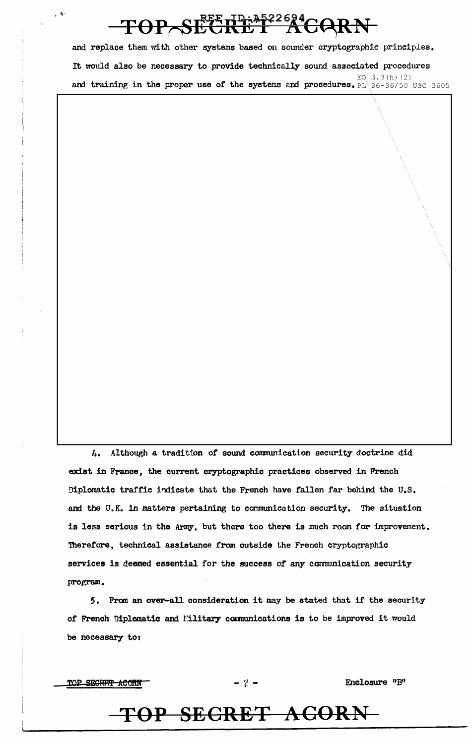and replace them with other systems based on sounder cryptographic principles. It would also be necessary to provide technically sound associated procedures and training in the proper use of the systems and procedures.

EO 3.3(h)(2)
PL 86-36/50 USC 3605

4. Although a tradition of sound communication security doctrine did exist in France, the current cryptographic practices observed in French Diplomatic traffic indicate that the French have fallen far behind the U.S. and the U.K. in matters pertaining to communication security. The situation is less serious in the Army, but there too there is much room for improvement. Therefore, technical assistance from outside the French cryptographic services is deemed essential for the success of any communication security program.

5. From an over-all consideration it may be stated that if the security of French Diplomatic and Military communications is to be improved it would be necessary to:

Enclosure "B"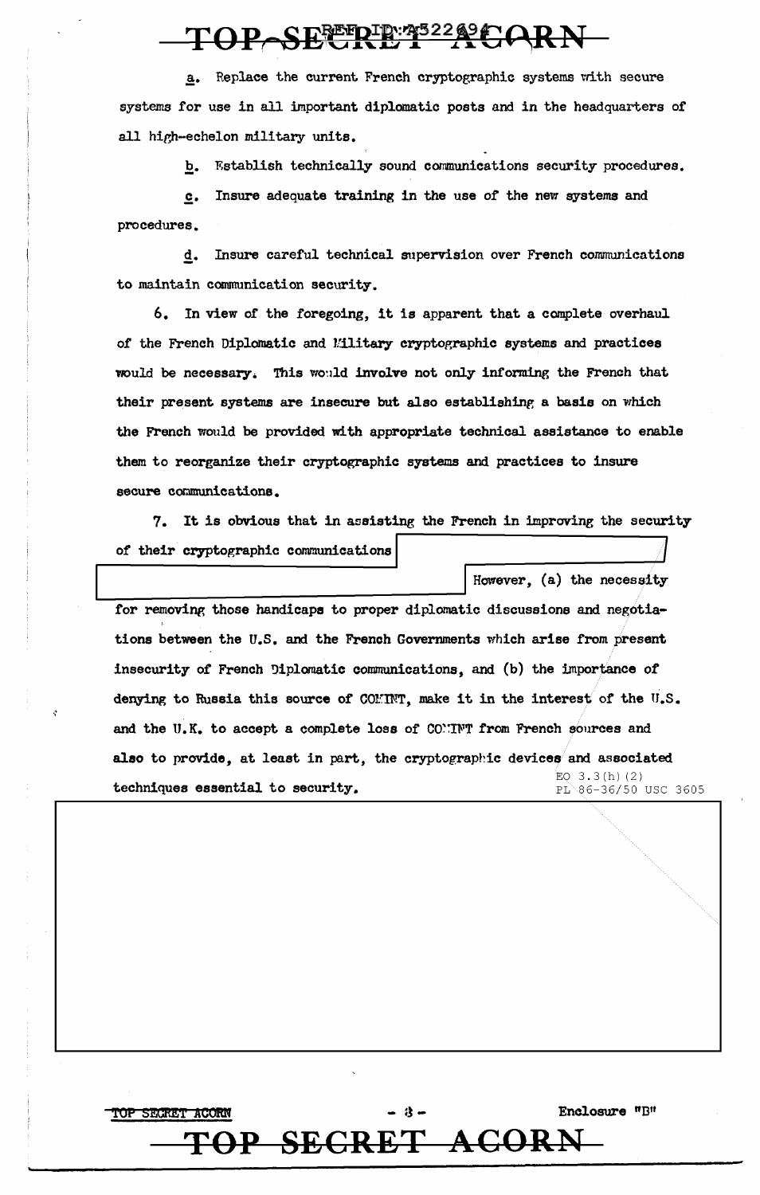a. Replace the current French cryptographic systems with secure systems for use in all important diplomatic posts and in the headquarters of all high-echelon military units.

b. Establish technically sound communications security procedures.

c. Insure adequate training in the use of the new systems and procedures.

d. Insure careful technical supervision over French communications to maintain communication security.

6. In view of the foregoing, it is apparent that a complete overhaul of the French Diplomatic and Military cryptographic systems and practices would be necessary. This would involve not only informing the French that their present systems are insecure but also establishing a basis on which the French would be provided with appropriate technical assistance to enable them to reorganize their cryptographic systems and practices to insure secure communications.

7. It is obvious that in assisting the French in improving the security of their cryptographic communications [redacted] However, (a) the necessity for removing those handicaps to proper diplomatic discussions and negotiations between the U.S. and the French Governments which arise from present insecurity of French Diplomatic communications, and (b) the importance of denying to Russia this source of COMINT, make it in the interest of the U.S. and the U.K. to accept a complete loss of COMINT from French sources and also to provide, at least in part, the cryptographic devices and associated techniques essential to security.

EO 3.3(h)(2)
PL 86-36/50 USC 3605

[redacted]

Enclosure "B"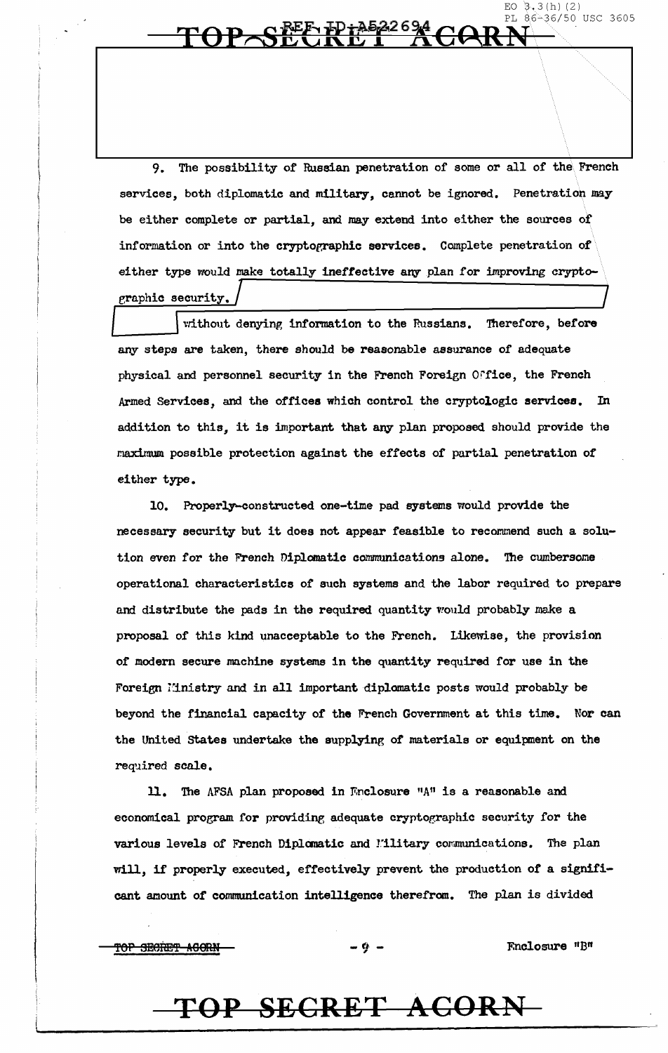9. The possibility of Russian penetration of some or all of the French services, both diplomatic and military, cannot be ignored. Penetration may be either complete or partial, and may extend into either the sources of information or into the cryptographic services. Complete penetration of either type would make totally ineffective any plan for improving cryptographic security. [redacted] without denying information to the Russians. Therefore, before any steps are taken, there should be reasonable assurance of adequate physical and personnel security in the French Foreign Office, the French Armed Services, and the offices which control the cryptologic services. In addition to this, it is important that any plan proposed should provide the maximum possible protection against the effects of partial penetration of either type.

10. Properly-constructed one-time pad systems would provide the necessary security but it does not appear feasible to recommend such a solution even for the French Diplomatic communications alone. The cumbersome operational characteristics of such systems and the labor required to prepare and distribute the pads in the required quantity would probably make a proposal of this kind unacceptable to the French. Likewise, the provision of modern secure machine systems in the quantity required for use in the Foreign Ministry and in all important diplomatic posts would probably be beyond the financial capacity of the French Government at this time. Nor can the United States undertake the supplying of materials or equipment on the required scale.

11. The AFSA plan proposed in Enclosure "A" is a reasonable and economical program for providing adequate cryptographic security for the various levels of French Diplomatic and Military communications. The plan will, if properly executed, effectively prevent the production of a significant amount of communication intelligence therefrom. The plan is divided

Enclosure "B"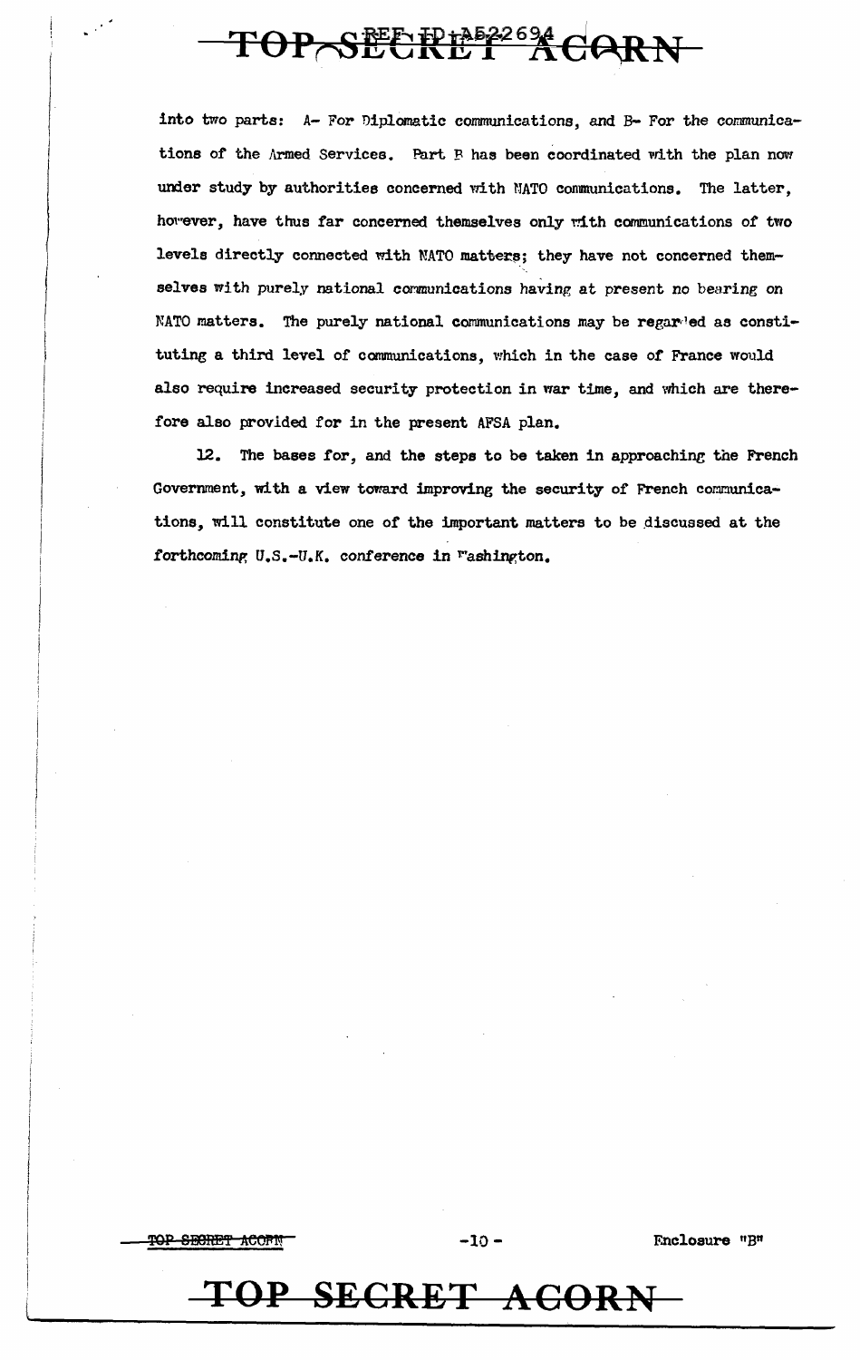into two parts: A- For Diplomatic communications, and B- For the communications of the Armed Services. Part B has been coordinated with the plan now under study by authorities concerned with NATO communications. The latter, however, have thus far concerned themselves only with communications of two levels directly connected with NATO matters; they have not concerned themselves with purely national communications having at present no bearing on NATO matters. The purely national communications may be regarded as constituting a third level of communications, which in the case of France would also require increased security protection in war time, and which are therefore also provided for in the present AFSA plan.

12. The bases for, and the steps to be taken in approaching the French Government, with a view toward improving the security of French communications, will constitute one of the important matters to be discussed at the forthcoming U.S.-U.K. conference in Washington.

Enclosure "B"